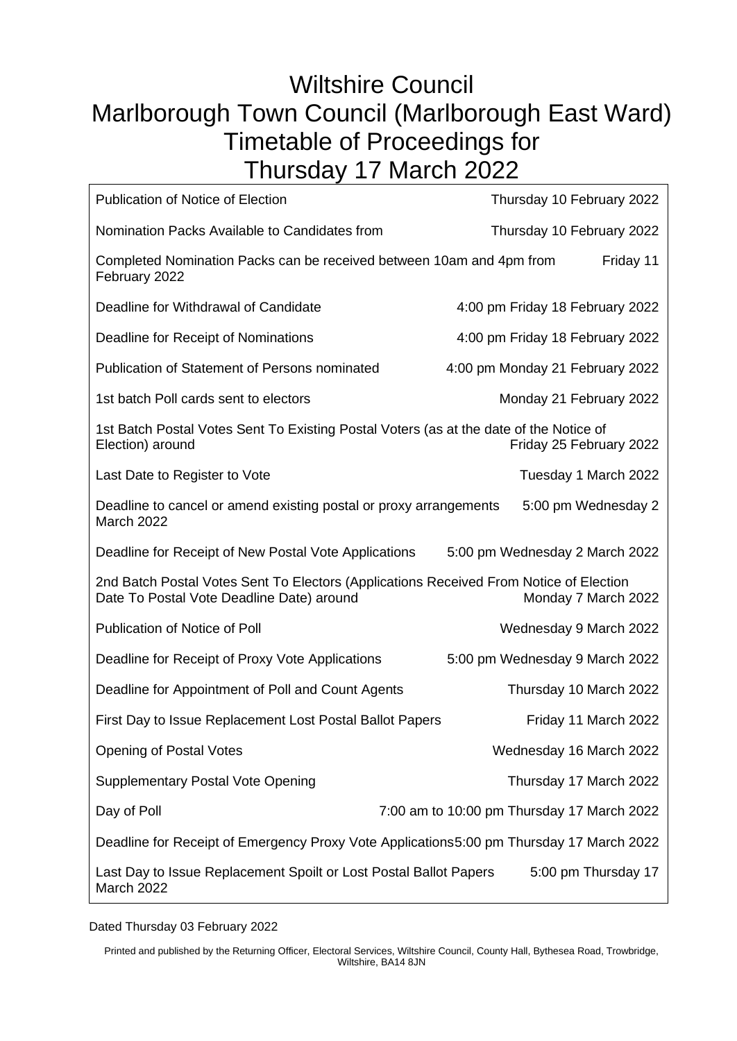# Wiltshire Council
# Marlborough Town Council (Marlborough East Ward)
# Timetable of Proceedings for
# Thursday 17 March 2022

| | |
|---|---|
| Publication of Notice of Election | Thursday 10 February 2022 |
| Nomination Packs Available to Candidates from | Thursday 10 February 2022 |
| Completed Nomination Packs can be received between 10am and 4pm from | Friday 11 February 2022 |
| Deadline for Withdrawal of Candidate | 4:00 pm Friday 18 February 2022 |
| Deadline for Receipt of Nominations | 4:00 pm Friday 18 February 2022 |
| Publication of Statement of Persons nominated | 4:00 pm Monday 21 February 2022 |
| 1st batch Poll cards sent to electors | Monday 21 February 2022 |
| 1st Batch Postal Votes Sent To Existing Postal Voters (as at the date of the Notice of Election) around | Friday 25 February 2022 |
| Last Date to Register to Vote | Tuesday 1 March 2022 |
| Deadline to cancel or amend existing postal or proxy arrangements | 5:00 pm Wednesday 2 March 2022 |
| Deadline for Receipt of New Postal Vote Applications | 5:00 pm Wednesday 2 March 2022 |
| 2nd Batch Postal Votes Sent To Electors (Applications Received From Notice of Election Date To Postal Vote Deadline Date) around | Monday 7 March 2022 |
| Publication of Notice of Poll | Wednesday 9 March 2022 |
| Deadline for Receipt of Proxy Vote Applications | 5:00 pm Wednesday 9 March 2022 |
| Deadline for Appointment of Poll and Count Agents | Thursday 10 March 2022 |
| First Day to Issue Replacement Lost Postal Ballot Papers | Friday 11 March 2022 |
| Opening of Postal Votes | Wednesday 16 March 2022 |
| Supplementary Postal Vote Opening | Thursday 17 March 2022 |
| Day of Poll | 7:00 am to 10:00 pm Thursday 17 March 2022 |
| Deadline for Receipt of Emergency Proxy Vote Applications | 5:00 pm Thursday 17 March 2022 |
| Last Day to Issue Replacement Spoilt or Lost Postal Ballot Papers | 5:00 pm Thursday 17 March 2022 |

Dated Thursday 03 February 2022

Printed and published by the Returning Officer, Electoral Services, Wiltshire Council, County Hall, Bythesea Road, Trowbridge, Wiltshire, BA14 8JN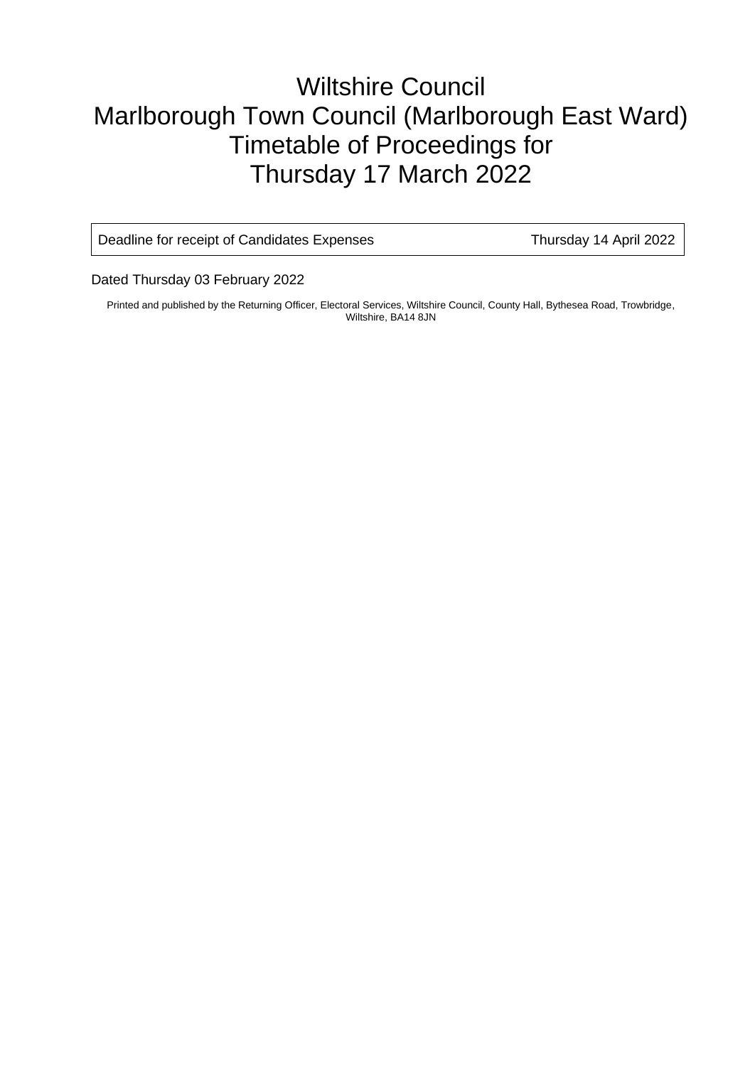# Wiltshire Council
# Marlborough Town Council (Marlborough East Ward)
# Timetable of Proceedings for
# Thursday 17 March 2022

| | |
|---|---|
| Deadline for receipt of Candidates Expenses | Thursday 14 April 2022 |

Dated Thursday 03 February 2022

Printed and published by the Returning Officer, Electoral Services, Wiltshire Council, County Hall, Bythesea Road, Trowbridge, Wiltshire, BA14 8JN